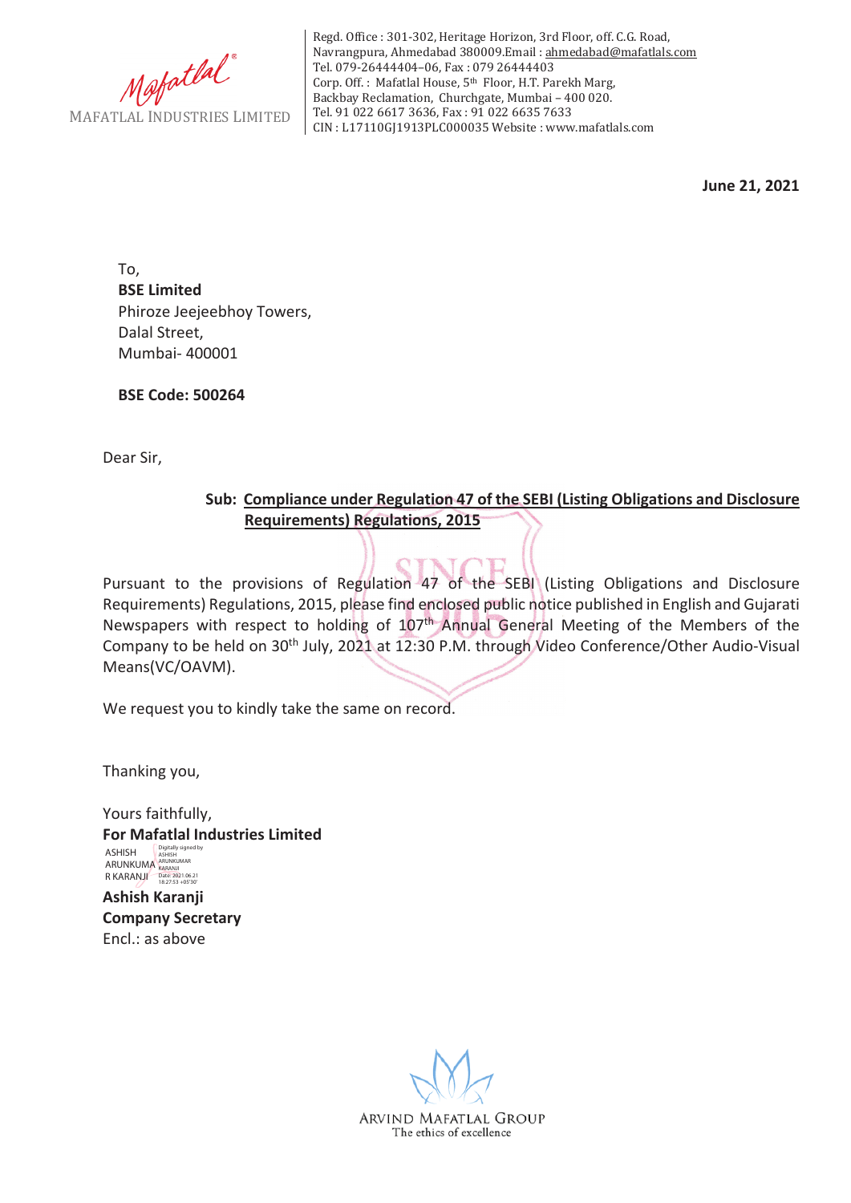Mafatlal

MAFATLAL INDUSTRIES LIMITED

Regd. Office : 301-302, Heritage Horizon, 3rd Floor, off. C.G. Road, Navrangpura, Ahmedabad 380009.Email : ahmedabad@mafatlals.com
Tel. 079-26444404–06, Fax : 079 26444403
Corp. Off. : Mafatlal House, 5th Floor, H.T. Parekh Marg, Backbay Reclamation, Churchgate, Mumbai – 400 020.
Tel. 91 022 6617 3636, Fax : 91 022 6635 7633
CIN : L17110GJ1913PLC000035 Website : www.mafatlals.com

**June 21, 2021**

To,
**BSE Limited**
Phiroze Jeejeebhoy Towers,
Dalal Street,
Mumbai- 400001

**BSE Code: 500264**

Dear Sir,

**Sub: Compliance under Regulation 47 of the SEBI (Listing Obligations and Disclosure Requirements) Regulations, 2015**

Pursuant to the provisions of Regulation 47 of the SEBI (Listing Obligations and Disclosure Requirements) Regulations, 2015, please find enclosed public notice published in English and Gujarati Newspapers with respect to holding of 107th Annual General Meeting of the Members of the Company to be held on 30th July, 2021 at 12:30 P.M. through Video Conference/Other Audio-Visual Means(VC/OAVM).

We request you to kindly take the same on record.

Thanking you,

Yours faithfully,
**For Mafatlal Industries Limited**

ASHISH ARUNKUMAR KARANJI — Digitally signed by ASHISH ARUNKUMAR KARANJI Date: 2021.06.21 18:27:53 +05'30'

**Ashish Karanji**
**Company Secretary**
Encl.: as above

ARVIND MAFATLAL GROUP
The ethics of excellence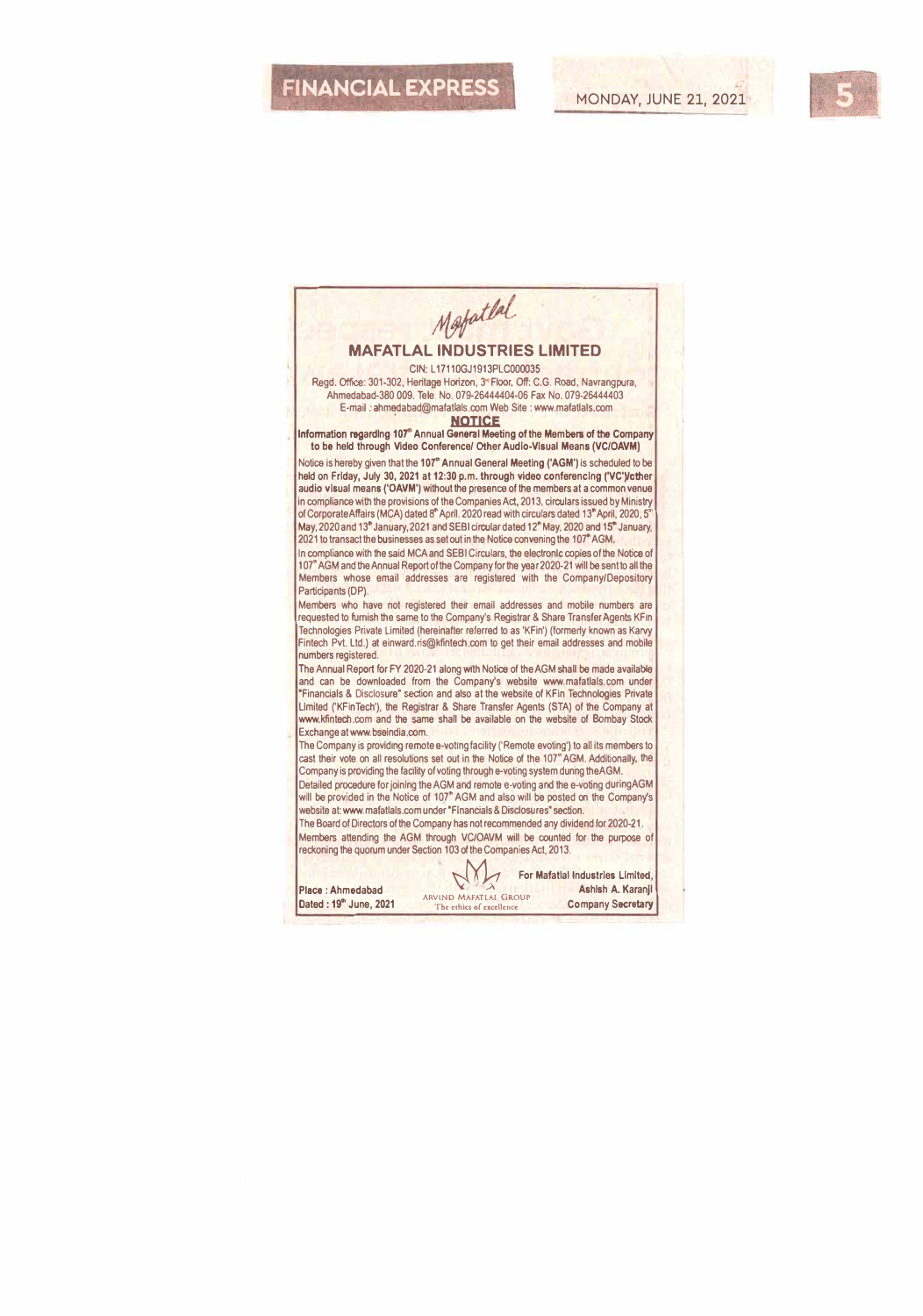Mafatlal

# MAFATLAL INDUSTRIES LIMITED

CIN: L17110GJ1913PLC000035

Regd. Office: 301-302, Heritage Horizon, 3rd Floor, Off: C.G. Road, Navrangpura, Ahmedabad-380 009. Tele. No. 079-26444404-06 Fax No. 079-26444403

E-mail : ahmedabad@mafatlals.com Web Site : www.mafatlals.com

## NOTICE

**Information regarding 107th Annual General Meeting of the Members of the Company to be held through Video Conference/ Other Audio-Visual Means (VC/OAVM)**

Notice is hereby given that the **107th Annual General Meeting ('AGM')** is scheduled to be **held on Friday, July 30, 2021 at 12:30 p.m. through video conferencing ('VC')/other audio visual means ('OAVM')** without the presence of the members at a common venue in compliance with the provisions of the Companies Act, 2013, circulars issued by Ministry of Corporate Affairs (MCA) dated 8th April, 2020 read with circulars dated 13th April, 2020, 5th May, 2020 and 13th January, 2021 and SEBI circular dated 12th May, 2020 and 15th January, 2021 to transact the businesses as set out in the Notice convening the 107th AGM.

In compliance with the said MCA and SEBI Circulars, the electronic copies of the Notice of 107th AGM and the Annual Report of the Company for the year 2020-21 will be sent to all the Members whose email addresses are registered with the Company/Depository Participants (DP).

Members who have not registered their email addresses and mobile numbers are requested to furnish the same to the Company's Registrar & Share Transfer Agents KFin Technologies Private Limited (hereinafter referred to as 'KFin') (formerly known as Karvy Fintech Pvt. Ltd.) at einward.ris@kfintech.com to get their email addresses and mobile numbers registered.

The Annual Report for FY 2020-21 along with Notice of the AGM shall be made available and can be downloaded from the Company's website www.mafatlals.com under "Financials & Disclosure" section and also at the website of KFin Technologies Private Limited ('KFinTech'), the Registrar & Share Transfer Agents (STA) of the Company at www.kfintech.com and the same shall be available on the website of Bombay Stock Exchange at www.bseindia.com.

The Company is providing remote e-voting facility ('Remote evoting') to all its members to cast their vote on all resolutions set out in the Notice of the 107th AGM. Additionally, the Company is providing the facility of voting through e-voting system during the AGM.

Detailed procedure for joining the AGM and remote e-voting and the e-voting during AGM will be provided in the Notice of 107th AGM and also will be posted on the Company's website at: www.mafatlals.com under "Financials & Disclosures" section.

The Board of Directors of the Company has not recommended any dividend for 2020-21.

Members attending the AGM through VC/OAVM will be counted for the purpose of reckoning the quorum under Section 103 of the Companies Act, 2013.

Place : Ahmedabad
Dated : 19th June, 2021

ARVIND MAFATLAL GROUP
The ethics of excellence

For Mafatlal Industries Limited,
Ashish A. Karanji
Company Secretary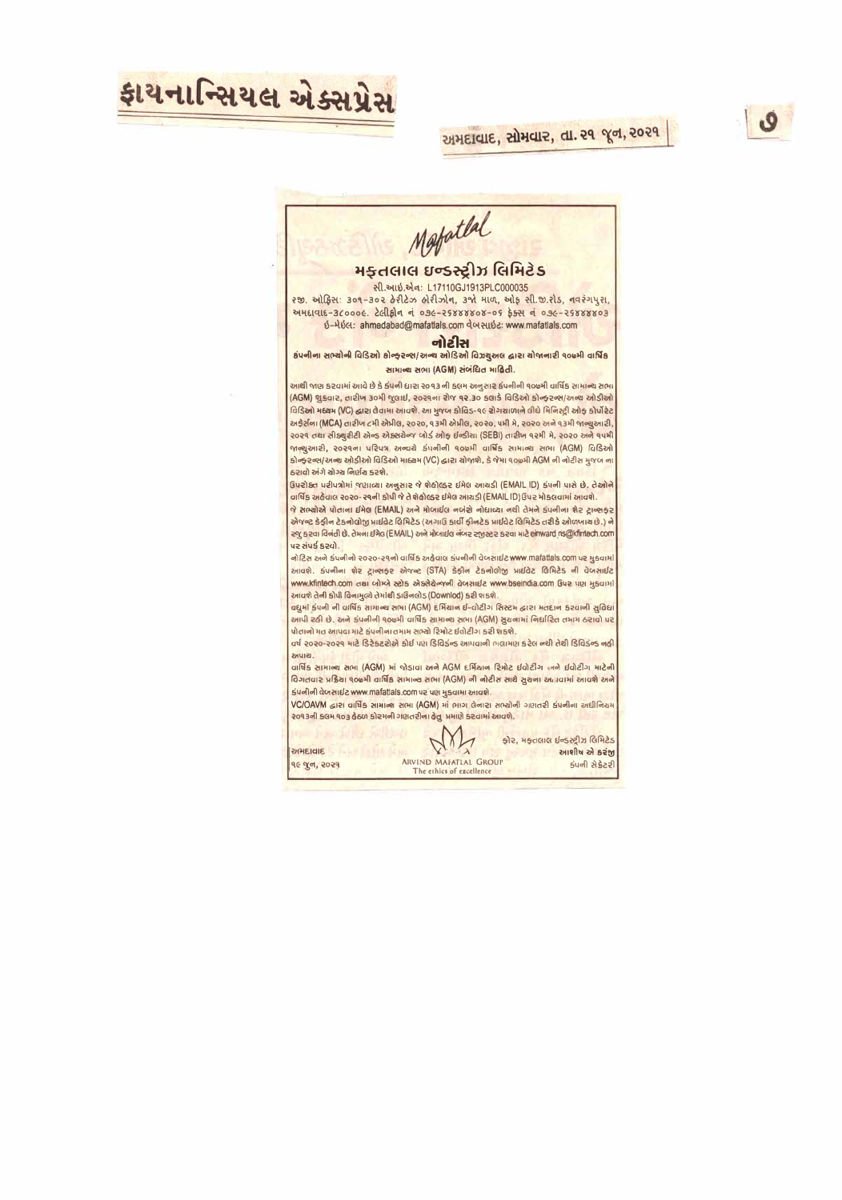ફાયનાન્સિયલ એક્સપ્રેસ

અમદાવાદ, સોમવાર, તા. ૨૧ જૂન, ૨૦૨૧

Mafatlal

# મફતલાલ ઇન્ડસ્ટ્રીઝ લિમિટેડ

સી.આઇ.એન: L17110GJ1913PLC000035

રજી. ઓફિસ: ૩૦૧-૩૦૨ હેરીટેઝ હોરીઝોન, ૩જો માળ, ઓફ સી.જી.રોડ, નવરંગપુરા, અમદાવાદ-૩૮૦૦૦૯. ટેલીફોન નં ૦૭૯-૨૬૪૪૪૪૦૪-૦૬ ફેક્સ નં ૦૭૯-૨૬૪૪૪૪૦૩

ઈ-મેઈલ: ahmedabad@mafatlals.com વેબસાઇટ: www.mafatlals.com

## નોટીસ

**કંપનીના સભ્યોની વિડિઓ કોન્ફરન્સ/અન્ય ઓડિઓ વિઝ્યુઅલ દ્વારા યોજાનારી ૧૦૭મી વાર્ષિક સામાન્ય સભા (AGM) સંબંધિત માહિતી.**

આથી જાણ કરવામાં આવે છે કે કંપની ધારા ૨૦૧૩ની કલમ અનુસાર કંપનીની ૧૦૭મી વાર્ષિક સામાન્ય સભા (AGM) શુક્રવાર, તારીખ ૩૦મી જુલાઈ, ૨૦૨૧ના રોજ ૧૨.૩૦ કલાકે વિડિઓ કોન્ફરન્સ/અન્ય ઓડીઓ વિડિઓ મધ્યમ (VC) દ્વારા લેવામાં આવશે. આ મુજબ કોવિડ-૧૯ રોગચાળાને લીધે મિનિસ્ટ્રી ઓફ કોર્પોરેટ અફેર્સના (MCA) તારીખ ૮મી એપ્રીલ, ૨૦૨૦, ૧૩મી એપ્રીલ, ૨૦૨૦, ૫મી મે, ૨૦૨૦ અને ૧૩મી જાન્યુઆરી, ૨૦૨૧ તથા સીક્યુરીટી એન્ડ એક્સચેન્જ બોર્ડ ઓફ ઇન્ડીયા (SEBI) તારીખ ૧૨મી મે, ૨૦૨૦ અને ૧૫મી જાન્યુઆરી, ૨૦૨૧ના પરિપત્ર અન્વયે કંપનીની ૧૦૭મી વાર્ષિક સામાન્ય સભા (AGM) વિડિઓ કોન્ફરન્સ/અન્ય ઓડીઓ વિડિઓ માધ્યમ (VC) દ્વારા યોજાશે, કે જેમા ૧૦૭મી AGM ની નોટીસ મુજબ ના ઠરાવો અંગે યોગ્ય નિર્ણય કરશે.

ઉપરોક્ત પરીપત્રોમાં જણાવ્યા અનુસાર જે શેહોલ્ડર ઇમેલ આયડી (EMAIL ID) કંપની પાસે છે. તેઓને વાર્ષિક અહેવાલ ૨૦૨૦-૨૧ની કોપી જે તે શેહોલ્ડર ઈમેલ આયડી (EMAIL ID) ઉપર મોકલવામાં આવશે.

જે સભ્યોએ પોતાના ઈમેલ (EMAIL) અને મોબાઈલ નબંરો નોધાવ્યા નથી તેમને કંપનીના શેર ટ્રાન્સફર એજન્ટ કેફીન ટેકનોલોજી પ્રાઈવેટ લિમિટેડ (અગાઉ કાર્વી ફીનટેક પ્રાઈવેટ લિમિટેડ તરીકે ઓળખાય છે.) ને રજુ કરવા વિનંતી છે. તેમના ઈમેલ (EMAIL) અને મોબાઈલ નંબર રજીસ્ટર કરવા માટે einward.ris@kfintech.com પર સંપર્ક કરવો.

નોટિસ અને કંપનીનો ૨૦૨૦-૨૧નો વાર્ષિક અહેવાલ કંપનીની વેબસાઇટ www.mafatlals.com પર મુકવામાં આવશે. કંપનીના શેર ટ્રાન્સફર એજન્ટ (STA) કેફીન ટેકનોલોજી પ્રાઈવેટ લિમિટેડ ની વેબસાઈટ www.kfintech.com તથા બોમ્બે સ્ટોક એક્સ્ચેન્જની વેબસાઈટ www.bseindia.com ઉપર પણ મુકવામાં આવશે તેની કોપી વિનામુલ્યે તેમાંથી ડાઉનલોડ (Download) કરી શકશે.

વધુમાં કંપની ની વાર્ષિક સામાન્ય સભા (AGM) દરમિયાન ઈ-વોટીંગ સિસ્ટમ દ્વારા મતદાન કરવાની સુવિધા આપી રહી છે. અને કંપનીની ૧૦૭મી વાર્ષિક સામાન્ય સભા (AGM) સુચનામાં નિર્ધારિત તમામ ઠરાવો પર પોતાનો મત આપવા માટે કંપનીના તમામ સભ્યો રિમોટ ઈવોટીંગ કરી શકશે.

વર્ષ ૨૦૨૦-૨૦૨૧ માટે ડિરેક્ટરોએ કોઈ પણ ડિવિડન્ડ આપવાની ભલામણ કરેલ નથી તેથી ડિવિડન્ડ નહી અપાય.

વાર્ષિક સામાન્ય સભા (AGM) માં જોડાવા અને AGM દરમિયાન રિમોટ ઈવોટીંગ અને ઈવોટીંગ માટેની વિગતવાર પ્રક્રિયા ૧૦૭મી વાર્ષિક સામાન્ય સભા (AGM) ની નોટીસ સાથે સુચના આપવામાં આવશે અને કંપનીની વેબસાઈટ www.mafatlals.com પર પણ મુકવામાં આવશે.

VC/OAVM દ્વારા વાર્ષિક સામાન્ય સભા (AGM) માં ભાગ લેનારા સભ્યોની ગણતરી કંપનીના અધીનિયમ ૨૦૧૩ની કલમ ૧૦૩ હેઠળ કોરમની ગણતરીના હેતુ પ્રમાણે કરવામાં આવશે.

અમદાવાદ
૧૯ જૂન, ૨૦૨૧

ARVIND MAFATLAL GROUP
The ethics of excellence

ફોર, મફતલાલ ઇન્ડસ્ટ્રીઝ લિમિટેડ
**આશીષ એ કરંજી**
કંપની સેક્રેટરી